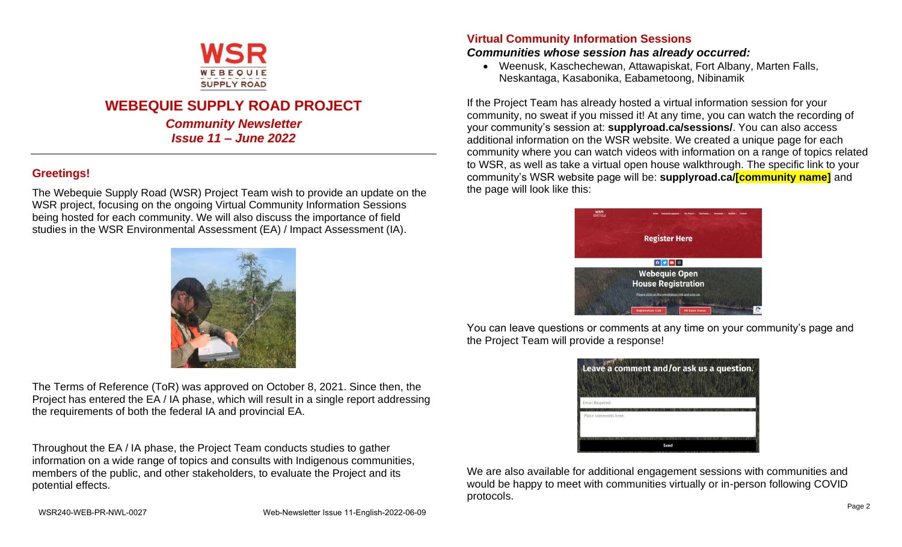# WEBEQUIE SUPPLY ROAD PROJECT

***Community Newsletter***
***Issue 11 – June 2022***

## Greetings!

The Webequie Supply Road (WSR) Project Team wish to provide an update on the WSR project, focusing on the ongoing Virtual Community Information Sessions being hosted for each community. We will also discuss the importance of field studies in the WSR Environmental Assessment (EA) / Impact Assessment (IA).

The Terms of Reference (ToR) was approved on October 8, 2021. Since then, the Project has entered the EA / IA phase, which will result in a single report addressing the requirements of both the federal IA and provincial EA.

Throughout the EA / IA phase, the Project Team conducts studies to gather information on a wide range of topics and consults with Indigenous communities, members of the public, and other stakeholders, to evaluate the Project and its potential effects.

## Virtual Community Information Sessions

### *Communities whose session has already occurred:*

- Weenusk, Kaschechewan, Attawapiskat, Fort Albany, Marten Falls, Neskantaga, Kasabonika, Eabametoong, Nibinamik

If the Project Team has already hosted a virtual information session for your community, no sweat if you missed it! At any time, you can watch the recording of your community's session at: **supplyroad.ca/sessions/**. You can also access additional information on the WSR website. We created a unique page for each community where you can watch videos with information on a range of topics related to WSR, as well as take a virtual open house walkthrough. The specific link to your community's WSR website page will be: **supplyroad.ca/[community name]** and the page will look like this:

You can leave questions or comments at any time on your community's page and the Project Team will provide a response!

We are also available for additional engagement sessions with communities and would be happy to meet with communities virtually or in-person following COVID protocols.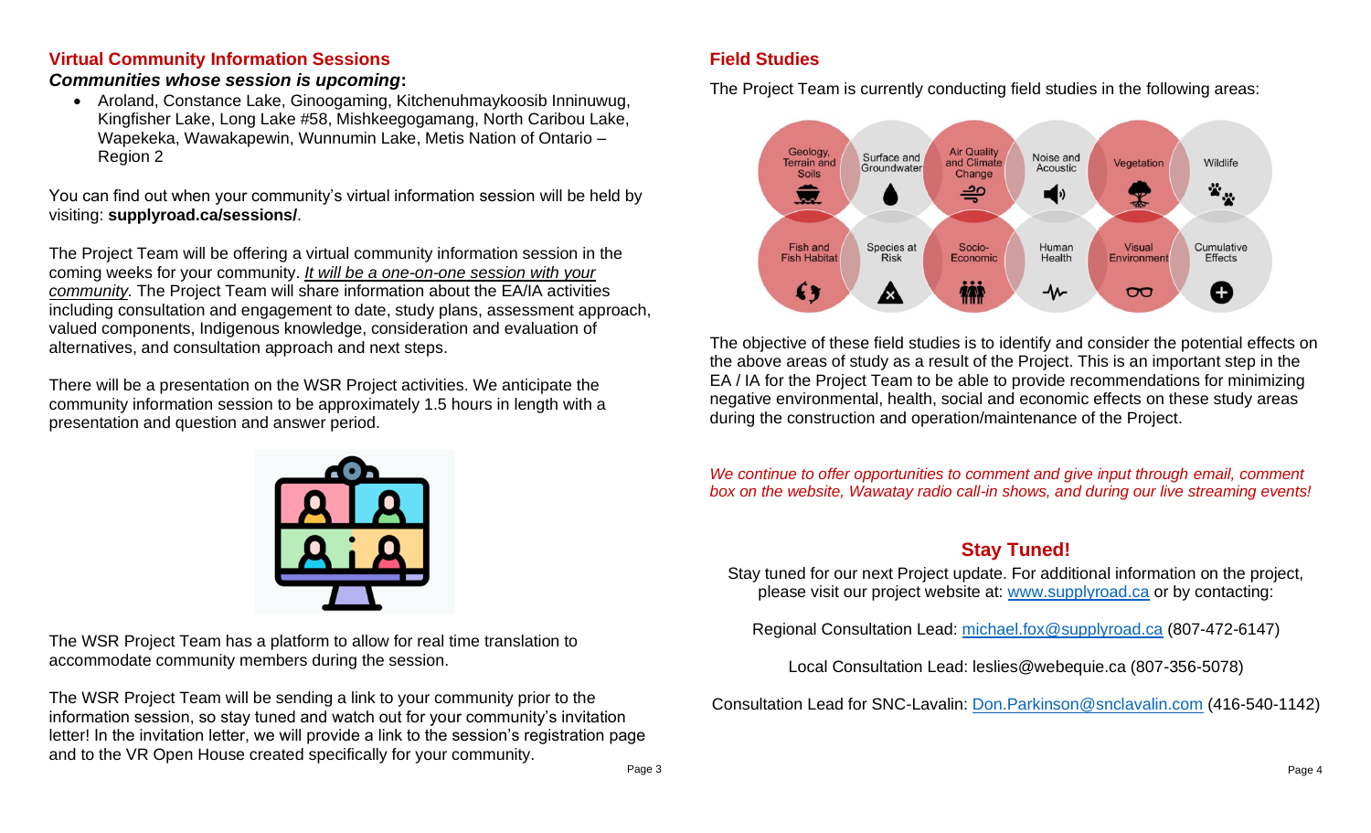## Virtual Community Information Sessions

### *Communities whose session is upcoming*:

- Aroland, Constance Lake, Ginoogaming, Kitchenuhmaykoosib Inninuwug, Kingfisher Lake, Long Lake #58, Mishkeegogamang, North Caribou Lake, Wapekeka, Wawakapewin, Wunnumin Lake, Metis Nation of Ontario – Region 2

You can find out when your community's virtual information session will be held by visiting: **supplyroad.ca/sessions/**.

The Project Team will be offering a virtual community information session in the coming weeks for your community. ***It will be a one-on-one session with your community***. The Project Team will share information about the EA/IA activities including consultation and engagement to date, study plans, assessment approach, valued components, Indigenous knowledge, consideration and evaluation of alternatives, and consultation approach and next steps.

There will be a presentation on the WSR Project activities. We anticipate the community information session to be approximately 1.5 hours in length with a presentation and question and answer period.

The WSR Project Team has a platform to allow for real time translation to accommodate community members during the session.

The WSR Project Team will be sending a link to your community prior to the information session, so stay tuned and watch out for your community's invitation letter! In the invitation letter, we will provide a link to the session's registration page and to the VR Open House created specifically for your community.

## Field Studies

The Project Team is currently conducting field studies in the following areas:

Geology, Terrain and Soils
Surface and Groundwater
Air Quality and Climate Change
Noise and Acoustic
Vegetation
Wildlife
Fish and Fish Habitat
Species at Risk
Socio-Economic
Human Health
Visual Environment
Cumulative Effects

The objective of these field studies is to identify and consider the potential effects on the above areas of study as a result of the Project. This is an important step in the EA / IA for the Project Team to be able to provide recommendations for minimizing negative environmental, health, social and economic effects on these study areas during the construction and operation/maintenance of the Project.

*We continue to offer opportunities to comment and give input through email, comment box on the website, Wawatay radio call-in shows, and during our live streaming events!*

## Stay Tuned!

Stay tuned for our next Project update. For additional information on the project, please visit our project website at: www.supplyroad.ca or by contacting:

Regional Consultation Lead: michael.fox@supplyroad.ca (807-472-6147)

Local Consultation Lead: leslies@webequie.ca (807-356-5078)

Consultation Lead for SNC-Lavalin: Don.Parkinson@snclavalin.com (416-540-1142)